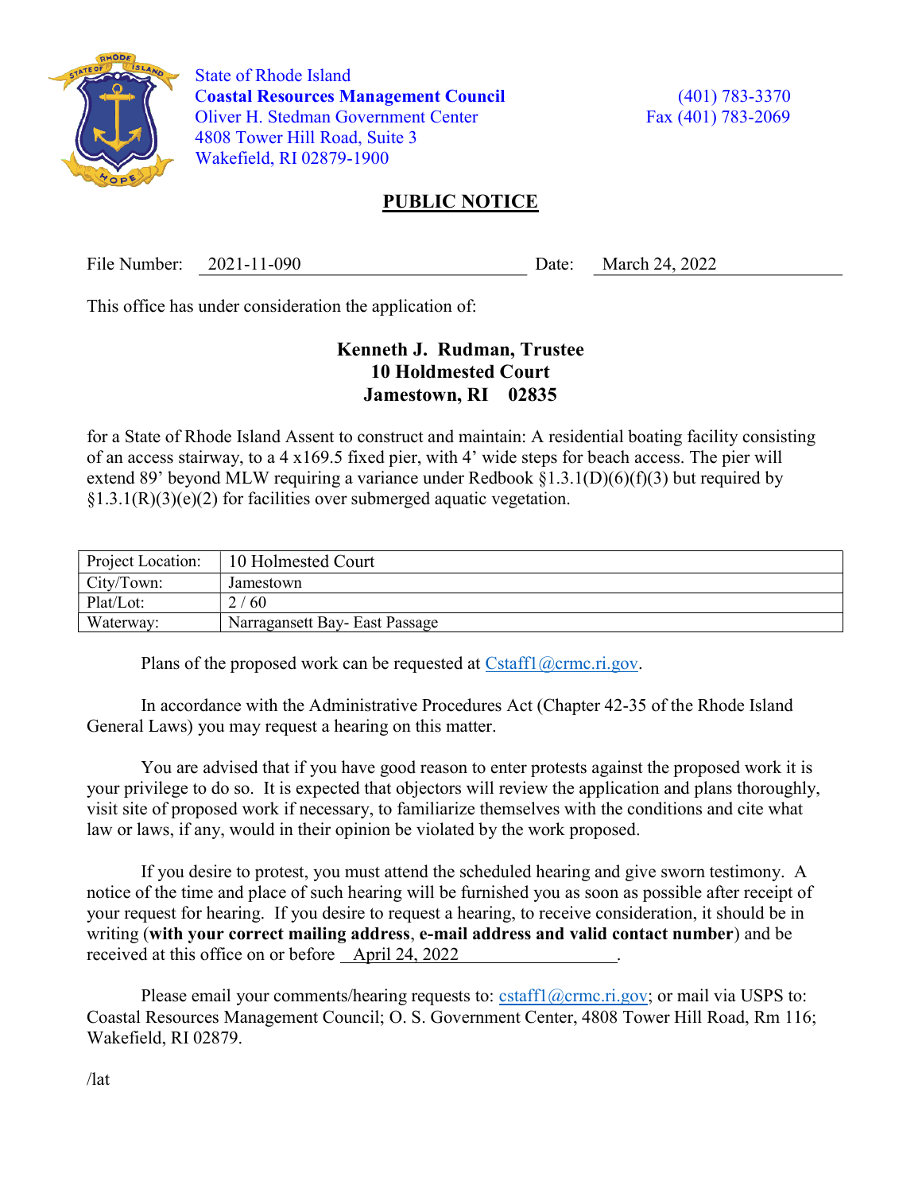State of Rhode Island
**Coastal Resources Management Council**
Oliver H. Stedman Government Center
4808 Tower Hill Road, Suite 3
Wakefield, RI 02879-1900

(401) 783-3370
Fax (401) 783-2069

# PUBLIC NOTICE

File Number: 2021-11-090 Date: March 24, 2022

This office has under consideration the application of:

**Kenneth J. Rudman, Trustee**
**10 Holdmested Court**
**Jamestown, RI 02835**

for a State of Rhode Island Assent to construct and maintain: A residential boating facility consisting of an access stairway, to a 4 x169.5 fixed pier, with 4' wide steps for beach access. The pier will extend 89' beyond MLW requiring a variance under Redbook §1.3.1(D)(6)(f)(3) but required by §1.3.1(R)(3)(e)(2) for facilities over submerged aquatic vegetation.

| Project Location: | 10 Holmested Court |
|---|---|
| City/Town: | Jamestown |
| Plat/Lot: | 2 / 60 |
| Waterway: | Narragansett Bay- East Passage |

Plans of the proposed work can be requested at Cstaff1@crmc.ri.gov.

In accordance with the Administrative Procedures Act (Chapter 42-35 of the Rhode Island General Laws) you may request a hearing on this matter.

You are advised that if you have good reason to enter protests against the proposed work it is your privilege to do so. It is expected that objectors will review the application and plans thoroughly, visit site of proposed work if necessary, to familiarize themselves with the conditions and cite what law or laws, if any, would in their opinion be violated by the work proposed.

If you desire to protest, you must attend the scheduled hearing and give sworn testimony. A notice of the time and place of such hearing will be furnished you as soon as possible after receipt of your request for hearing. If you desire to request a hearing, to receive consideration, it should be in writing (**with your correct mailing address**, **e-mail address and valid contact number**) and be received at this office on or before April 24, 2022.

Please email your comments/hearing requests to: cstaff1@crmc.ri.gov; or mail via USPS to: Coastal Resources Management Council; O. S. Government Center, 4808 Tower Hill Road, Rm 116; Wakefield, RI 02879.

/lat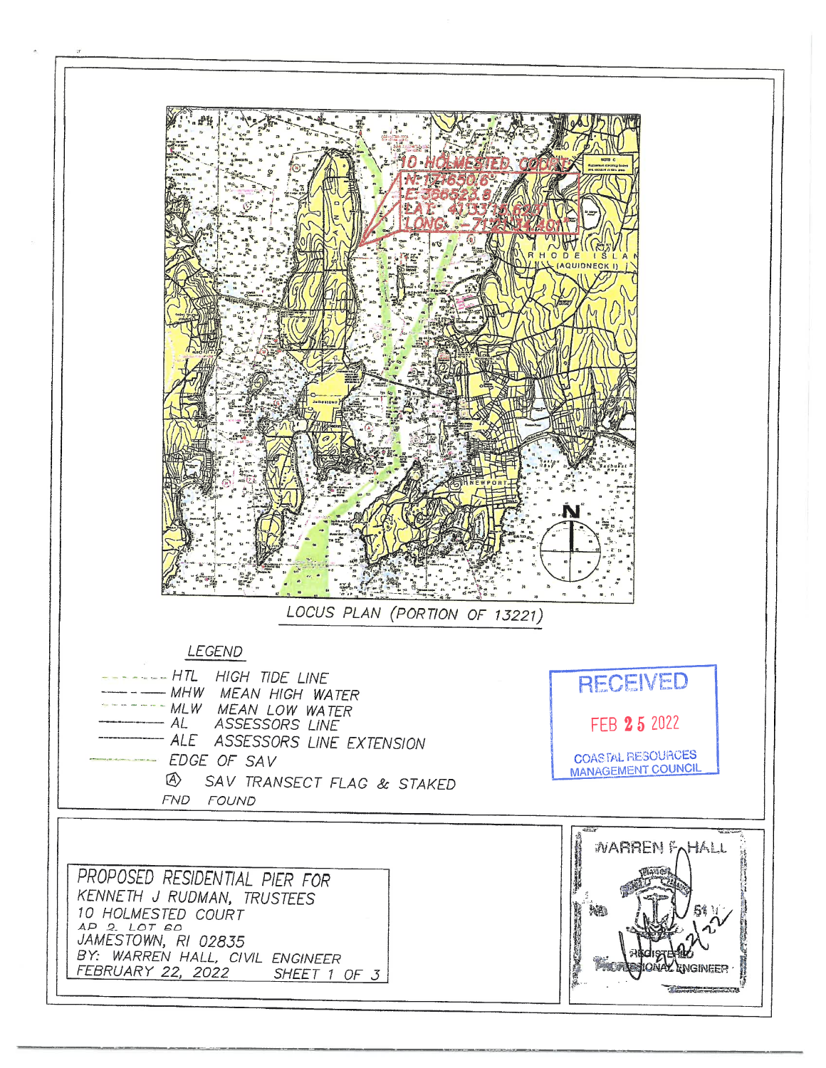10 HOLMESTED COURT
N: 174650.6
E: 366523.6
LAT: 41°33'15.620"
LONG: -71°21'14.401"

RHODE ISLAND
(AQUIDNECK I)

NEWPORT

N

LOCUS PLAN (PORTION OF 13221)

## LEGEND

- HTL — HIGH TIDE LINE
- MHW — MEAN HIGH WATER
- MLW — MEAN LOW WATER
- AL — ASSESSORS LINE
- ALE — ASSESSORS LINE EXTENSION
- EDGE OF SAV
- Ⓐ SAV TRANSECT FLAG & STAKED
- FND — FOUND

RECEIVED
FEB 25 2022
COASTAL RESOURCES MANAGEMENT COUNCIL

PROPOSED RESIDENTIAL PIER FOR
KENNETH J RUDMAN, TRUSTEES
10 HOLMESTED COURT
AP 2 LOT 60
JAMESTOWN, RI 02835
BY: WARREN HALL, CIVIL ENGINEER
FEBRUARY 22, 2022 SHEET 1 OF 3

WARREN F. HALL
No. 5417
REGISTERED PROFESSIONAL ENGINEER
2/22/22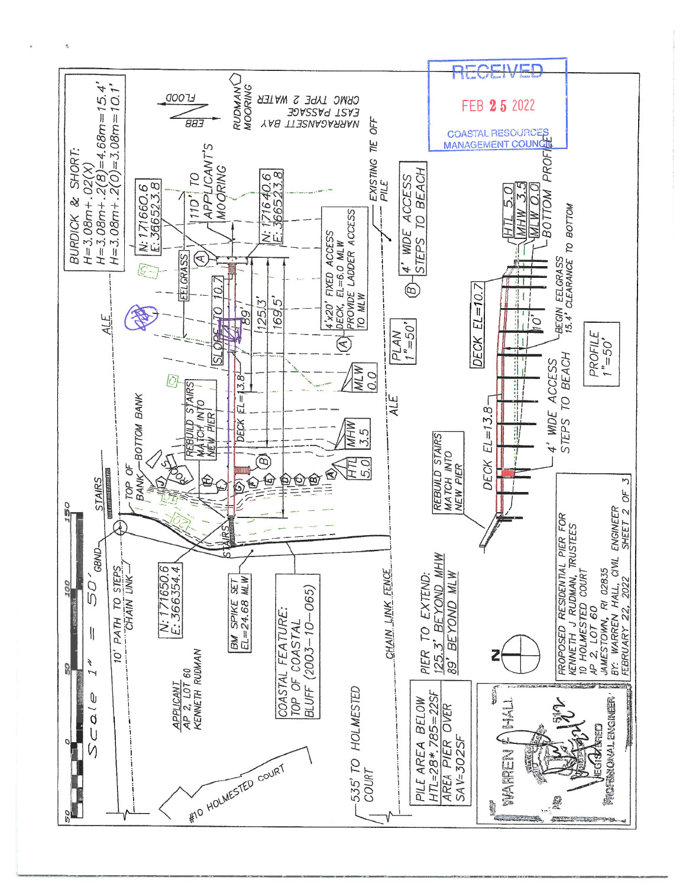RECEIVED
FEB 25 2022
COASTAL RESOURCES MANAGEMENT COUNCIL

BURDICK & SHORT:
H=3.08m+.02(X)
H=3.08m+.2(8)=4.68m=15.4'
H=3.08m+.2(0)=3.08m=10.1'

FLOOD
EBB

RUDMAN MOORING

CRMC TYPE 2 WATER
EAST PASSAGE
NARRAGANSETT BAY

N:171660.6
E:366523.8

110' TO APPLICANT'S MOORING

N:171640.6
E:366523.8

EELGRASS

SLOPE TO 10.7

89'
125.3'
169.5'

4'x20' FIXED ACCESS DECK, EL=6.0 MLW
PROVIDE LADDER ACCESS TO MLW

EXISTING TIE OFF PILE

4' WIDE ACCESS STEPS TO BEACH

PLAN 1"=50'

ALE

REBUILD STAIRS MATCH INTO NEW PIER

DECK EL=13.8

MLW 0.0
MHW 3.5
HTL 5.0

TOP OF BANK
BOTTOM BANK

STAIRS

Scale 1" = 50'

0 50 100 150

10' PATH TO STEPS
CHAIN LINK

GBND

N:171650.6
E:366354.4

BM SPIKE SET EL=24.68 MLW

COASTAL FEATURE:
TOP OF COASTAL BLUFF (2003-10-065)

CHAIN LINK FENCE

APPLICANT
AP 2, LOT 60
KENNETH RUDMAN

535' TO HOLMESTED COURT

#10 HOLMESTED COURT

PIER TO EXTEND:
125.3' BEYOND MHW
89' BEYOND MLW

PILE AREA BELOW HTL=28\*.785=22SF
AREA PIER OVER SAV=302SF

REBUILD STAIRS MATCH INTO NEW PIER

DECK EL=13.8

DECK EL=10.7

10'

4' WIDE ACCESS STEPS TO BEACH

BEGIN EELGRASS
15.4' CLEARANCE TO BOTTOM

HTL 5.0
MHW 3.5
MLW 0.0
BOTTOM PROFILE

PROFILE 1"=50'

PROPOSED RESIDENTIAL PIER FOR
KENNETH J RUDMAN, TRUSTEES
10 HOLMESTED COURT
AP 2, LOT 60
JAMESTOWN, RI 02835
BY: WARREN HALL, CIVIL ENGINEER
FEBRUARY 22, 2022 SHEET 2 OF 3

WARREN HALL
REGISTERED PROFESSIONAL ENGINEER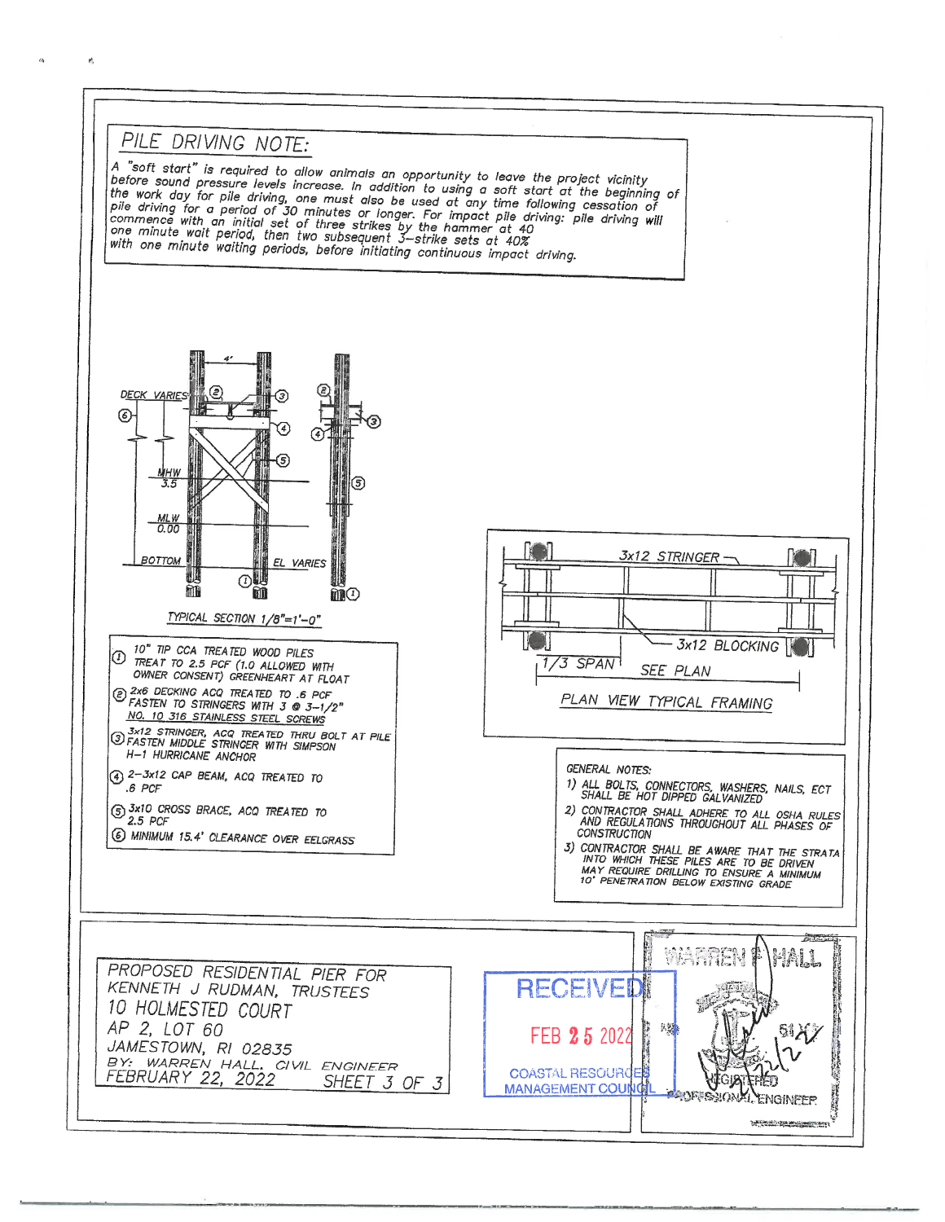## PILE DRIVING NOTE:

A "soft start" is required to allow animals an opportunity to leave the project vicinity before sound pressure levels increase. In addition to using a soft start at the beginning of the work day for pile driving, one must also be used at any time following cessation of pile driving for a period of 30 minutes or longer. For impact pile driving: pile driving will commence with an initial set of three strikes by the hammer at 40 one minute wait period, then two subsequent 3-strike sets at 40% with one minute waiting periods, before initiating continuous impact driving.

4'

DECK VARIES

MHW 3.5

MLW 0.00

BOTTOM

EL VARIES

TYPICAL SECTION 1/8"=1'-0"

1. 10" TIP CCA TREATED WOOD PILES TREAT TO 2.5 PCF (1.0 ALLOWED WITH OWNER CONSENT) GREENHEART AT FLOAT
2. 2x6 DECKING ACQ TREATED TO .6 PCF FASTEN TO STRINGERS WITH 3 @ 3-1/2" NO. 10 316 STAINLESS STEEL SCREWS
3. 3x12 STRINGER, ACQ TREATED THRU BOLT AT PILE FASTEN MIDDLE STRINGER WITH SIMPSON H-1 HURRICANE ANCHOR
4. 2-3x12 CAP BEAM, ACQ TREATED TO .6 PCF
5. 3x10 CROSS BRACE, ACQ TREATED TO 2.5 PCF
6. MINIMUM 15.4' CLEARANCE OVER EELGRASS

3x12 STRINGER

3x12 BLOCKING

1/3 SPAN

SEE PLAN

PLAN VIEW TYPICAL FRAMING

GENERAL NOTES:

1) ALL BOLTS, CONNECTORS, WASHERS, NAILS, ECT SHALL BE HOT DIPPED GALVANIZED
2) CONTRACTOR SHALL ADHERE TO ALL OSHA RULES AND REGULATIONS THROUGHOUT ALL PHASES OF CONSTRUCTION
3) CONTRACTOR SHALL BE AWARE THAT THE STRATA INTO WHICH THESE PILES ARE TO BE DRIVEN MAY REQUIRE DRILLING TO ENSURE A MINIMUM 10' PENETRATION BELOW EXISTING GRADE

PROPOSED RESIDENTIAL PIER FOR
KENNETH J RUDMAN, TRUSTEES
10 HOLMESTED COURT
AP 2, LOT 60
JAMESTOWN, RI 02835
BY: WARREN HALL, CIVIL ENGINEER
FEBRUARY 22, 2022 SHEET 3 OF 3

RECEIVED
FEB 25 2022
COASTAL RESOURCES MANAGEMENT COUNCIL

WARREN R. HALL
REGISTERED PROFESSIONAL ENGINEER